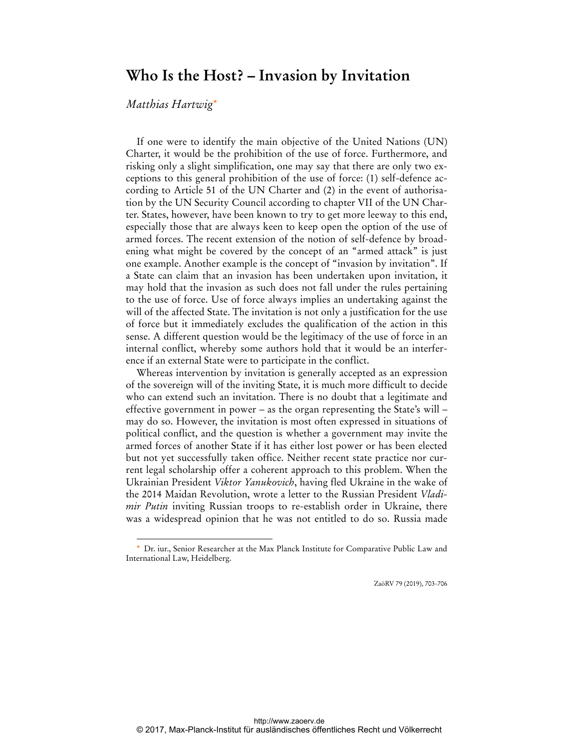# Who Is the Host? – Invasion by Invitation

*Matthias Hartwig*[*]

If one were to identify the main objective of the United Nations (UN) Charter, it would be the prohibition of the use of force. Furthermore, and risking only a slight simplification, one may say that there are only two exceptions to this general prohibition of the use of force: (1) self-defence according to Article 51 of the UN Charter and (2) in the event of authorisation by the UN Security Council according to chapter VII of the UN Charter. States, however, have been known to try to get more leeway to this end, especially those that are always keen to keep open the option of the use of armed forces. The recent extension of the notion of self-defence by broadening what might be covered by the concept of an "armed attack" is just one example. Another example is the concept of "invasion by invitation". If a State can claim that an invasion has been undertaken upon invitation, it may hold that the invasion as such does not fall under the rules pertaining to the use of force. Use of force always implies an undertaking against the will of the affected State. The invitation is not only a justification for the use of force but it immediately excludes the qualification of the action in this sense. A different question would be the legitimacy of the use of force in an internal conflict, whereby some authors hold that it would be an interference if an external State were to participate in the conflict.

Whereas intervention by invitation is generally accepted as an expression of the sovereign will of the inviting State, it is much more difficult to decide who can extend such an invitation. There is no doubt that a legitimate and effective government in power – as the organ representing the State's will – may do so. However, the invitation is most often expressed in situations of political conflict, and the question is whether a government may invite the armed forces of another State if it has either lost power or has been elected but not yet successfully taken office. Neither recent state practice nor current legal scholarship offer a coherent approach to this problem. When the Ukrainian President *Viktor Yanukovich*, having fled Ukraine in the wake of the 2014 Maidan Revolution, wrote a letter to the Russian President *Vladimir Putin* inviting Russian troops to re-establish order in Ukraine, there was a widespread opinion that he was not entitled to do so. Russia made

[*] Dr. iur., Senior Researcher at the Max Planck Institute for Comparative Public Law and International Law, Heidelberg.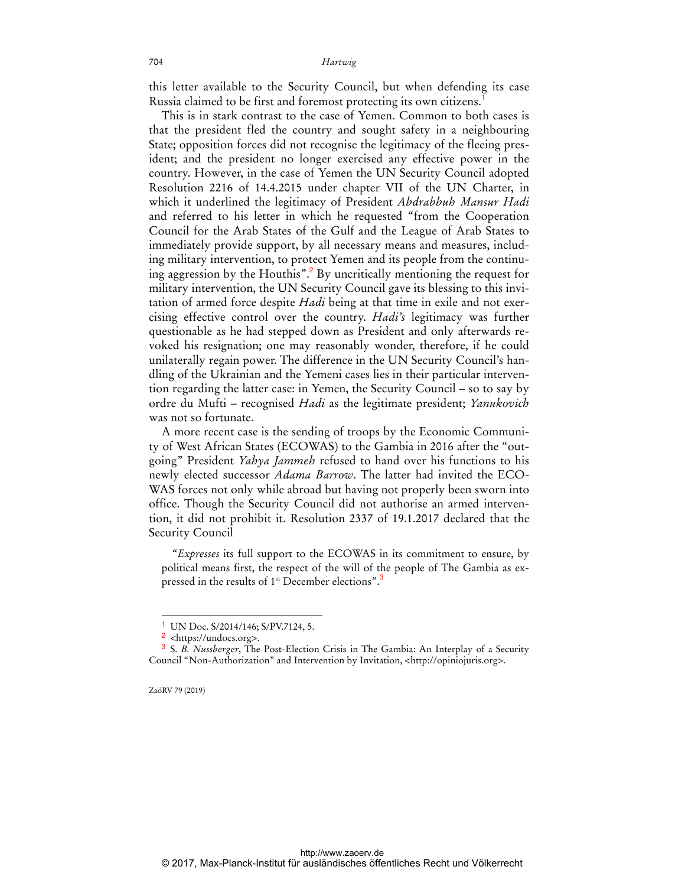this letter available to the Security Council, but when defending its case Russia claimed to be first and foremost protecting its own citizens.[1]

This is in stark contrast to the case of Yemen. Common to both cases is that the president fled the country and sought safety in a neighbouring State; opposition forces did not recognise the legitimacy of the fleeing president; and the president no longer exercised any effective power in the country. However, in the case of Yemen the UN Security Council adopted Resolution 2216 of 14.4.2015 under chapter VII of the UN Charter, in which it underlined the legitimacy of President *Abdrabbuh Mansur Hadi* and referred to his letter in which he requested "from the Cooperation Council for the Arab States of the Gulf and the League of Arab States to immediately provide support, by all necessary means and measures, including military intervention, to protect Yemen and its people from the continuing aggression by the Houthis".[2] By uncritically mentioning the request for military intervention, the UN Security Council gave its blessing to this invitation of armed force despite *Hadi* being at that time in exile and not exercising effective control over the country. *Hadi's* legitimacy was further questionable as he had stepped down as President and only afterwards revoked his resignation; one may reasonably wonder, therefore, if he could unilaterally regain power. The difference in the UN Security Council's handling of the Ukrainian and the Yemeni cases lies in their particular intervention regarding the latter case: in Yemen, the Security Council – so to say by ordre du Mufti – recognised *Hadi* as the legitimate president; *Yanukovich* was not so fortunate.

A more recent case is the sending of troops by the Economic Community of West African States (ECOWAS) to the Gambia in 2016 after the "outgoing" President *Yahya Jammeh* refused to hand over his functions to his newly elected successor *Adama Barrow*. The latter had invited the ECOWAS forces not only while abroad but having not properly been sworn into office. Though the Security Council did not authorise an armed intervention, it did not prohibit it. Resolution 2337 of 19.1.2017 declared that the Security Council

> "*Expresses* its full support to the ECOWAS in its commitment to ensure, by political means first, the respect of the will of the people of The Gambia as expressed in the results of 1st December elections".[3]

---

[1] UN Doc. S/2014/146; S/PV.7124, 5.

[2] <https://undocs.org>.

[3] S. *B. Nussberger*, The Post-Election Crisis in The Gambia: An Interplay of a Security Council "Non-Authorization" and Intervention by Invitation, <http://opiniojuris.org>.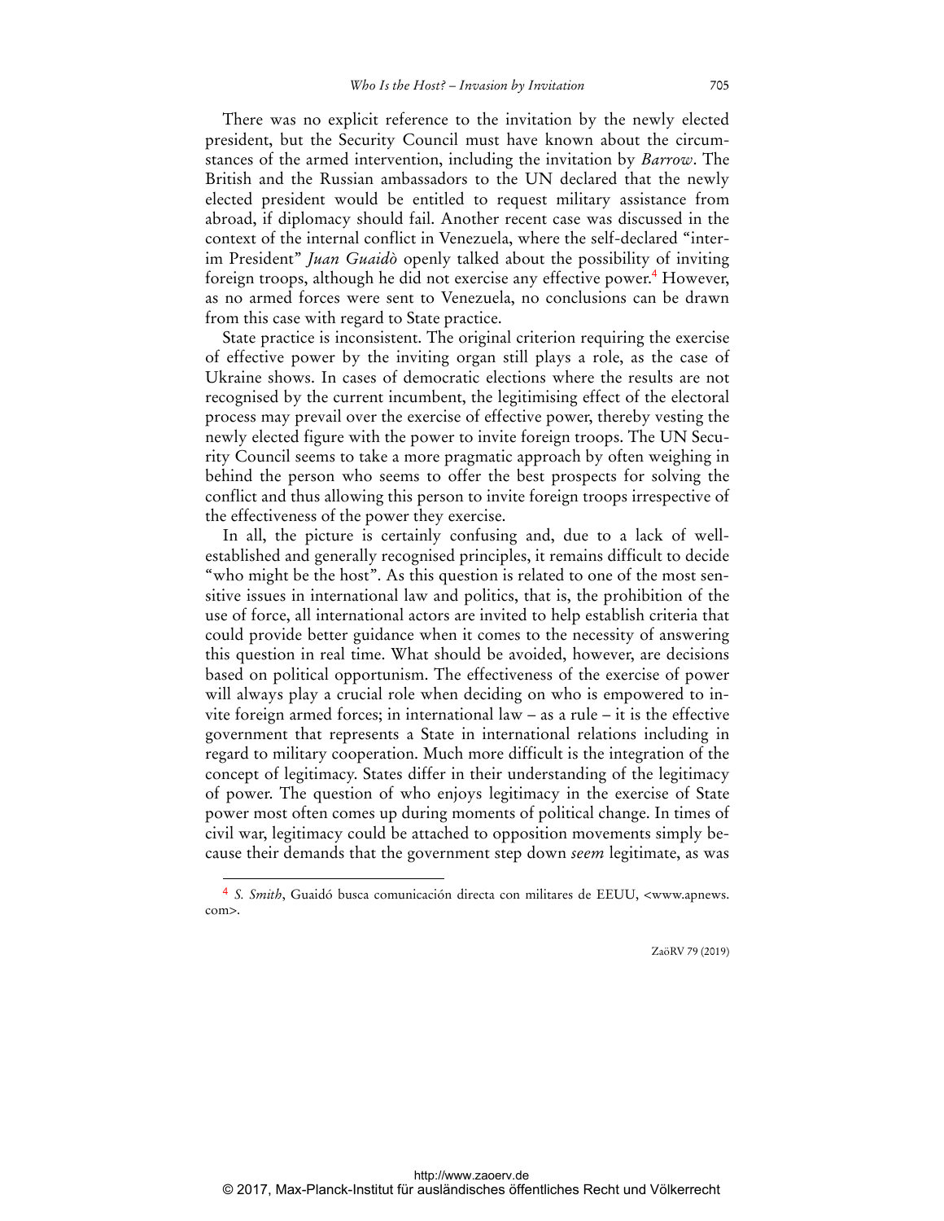There was no explicit reference to the invitation by the newly elected president, but the Security Council must have known about the circumstances of the armed intervention, including the invitation by *Barrow*. The British and the Russian ambassadors to the UN declared that the newly elected president would be entitled to request military assistance from abroad, if diplomacy should fail. Another recent case was discussed in the context of the internal conflict in Venezuela, where the self-declared "interim President" *Juan Guaidò* openly talked about the possibility of inviting foreign troops, although he did not exercise any effective power.[4] However, as no armed forces were sent to Venezuela, no conclusions can be drawn from this case with regard to State practice.

State practice is inconsistent. The original criterion requiring the exercise of effective power by the inviting organ still plays a role, as the case of Ukraine shows. In cases of democratic elections where the results are not recognised by the current incumbent, the legitimising effect of the electoral process may prevail over the exercise of effective power, thereby vesting the newly elected figure with the power to invite foreign troops. The UN Security Council seems to take a more pragmatic approach by often weighing in behind the person who seems to offer the best prospects for solving the conflict and thus allowing this person to invite foreign troops irrespective of the effectiveness of the power they exercise.

In all, the picture is certainly confusing and, due to a lack of well-established and generally recognised principles, it remains difficult to decide "who might be the host". As this question is related to one of the most sensitive issues in international law and politics, that is, the prohibition of the use of force, all international actors are invited to help establish criteria that could provide better guidance when it comes to the necessity of answering this question in real time. What should be avoided, however, are decisions based on political opportunism. The effectiveness of the exercise of power will always play a crucial role when deciding on who is empowered to invite foreign armed forces; in international law – as a rule – it is the effective government that represents a State in international relations including in regard to military cooperation. Much more difficult is the integration of the concept of legitimacy. States differ in their understanding of the legitimacy of power. The question of who enjoys legitimacy in the exercise of State power most often comes up during moments of political change. In times of civil war, legitimacy could be attached to opposition movements simply because their demands that the government step down *seem* legitimate, as was

---

[4] *S. Smith*, Guaidó busca comunicación directa con militares de EEUU, <www.apnews.com>.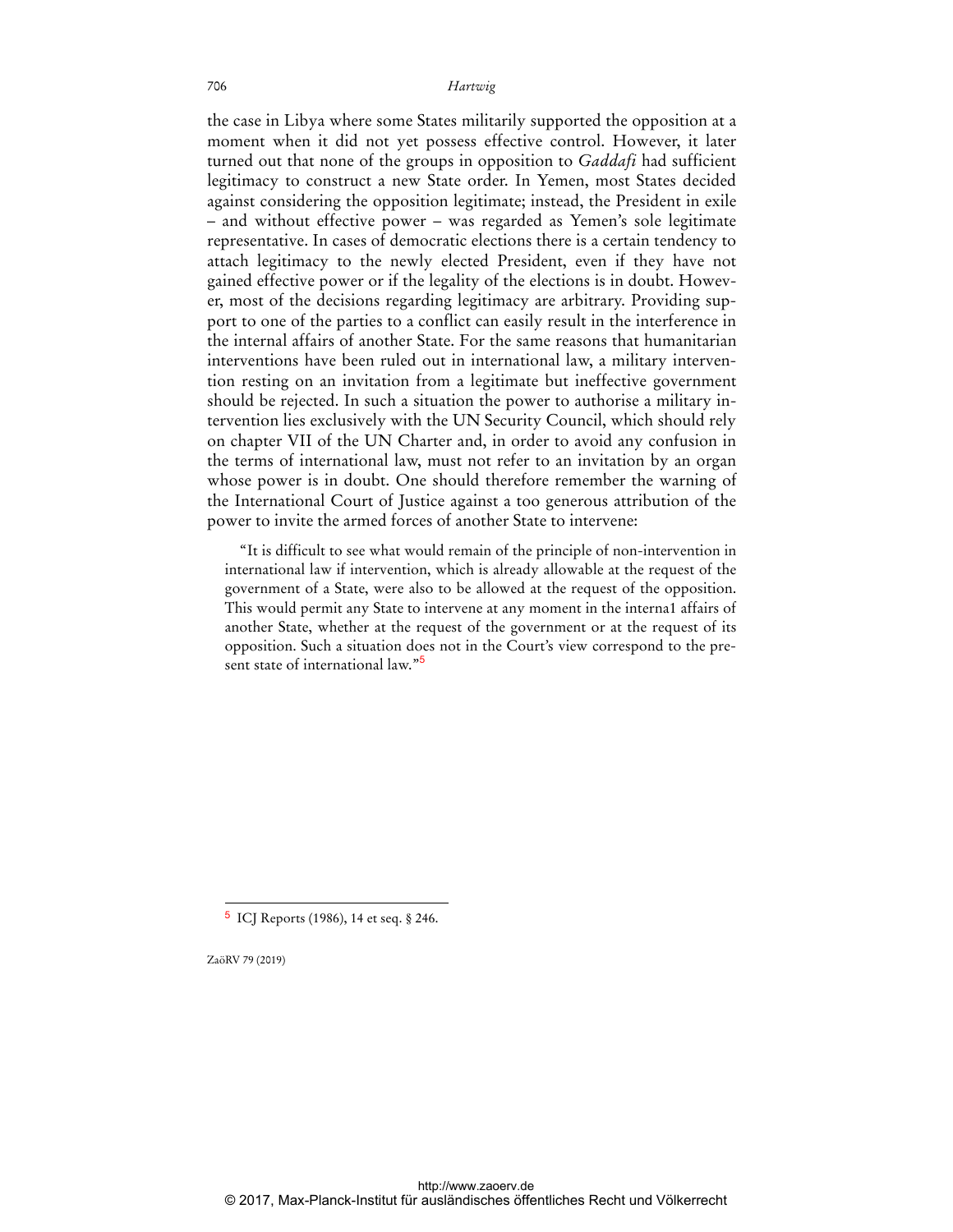the case in Libya where some States militarily supported the opposition at a moment when it did not yet possess effective control. However, it later turned out that none of the groups in opposition to *Gaddafi* had sufficient legitimacy to construct a new State order. In Yemen, most States decided against considering the opposition legitimate; instead, the President in exile – and without effective power – was regarded as Yemen's sole legitimate representative. In cases of democratic elections there is a certain tendency to attach legitimacy to the newly elected President, even if they have not gained effective power or if the legality of the elections is in doubt. However, most of the decisions regarding legitimacy are arbitrary. Providing support to one of the parties to a conflict can easily result in the interference in the internal affairs of another State. For the same reasons that humanitarian interventions have been ruled out in international law, a military intervention resting on an invitation from a legitimate but ineffective government should be rejected. In such a situation the power to authorise a military intervention lies exclusively with the UN Security Council, which should rely on chapter VII of the UN Charter and, in order to avoid any confusion in the terms of international law, must not refer to an invitation by an organ whose power is in doubt. One should therefore remember the warning of the International Court of Justice against a too generous attribution of the power to invite the armed forces of another State to intervene:

> "It is difficult to see what would remain of the principle of non-intervention in international law if intervention, which is already allowable at the request of the government of a State, were also to be allowed at the request of the opposition. This would permit any State to intervene at any moment in the interna1 affairs of another State, whether at the request of the government or at the request of its opposition. Such a situation does not in the Court's view correspond to the present state of international law."[5]

---

[5] ICJ Reports (1986), 14 et seq. § 246.